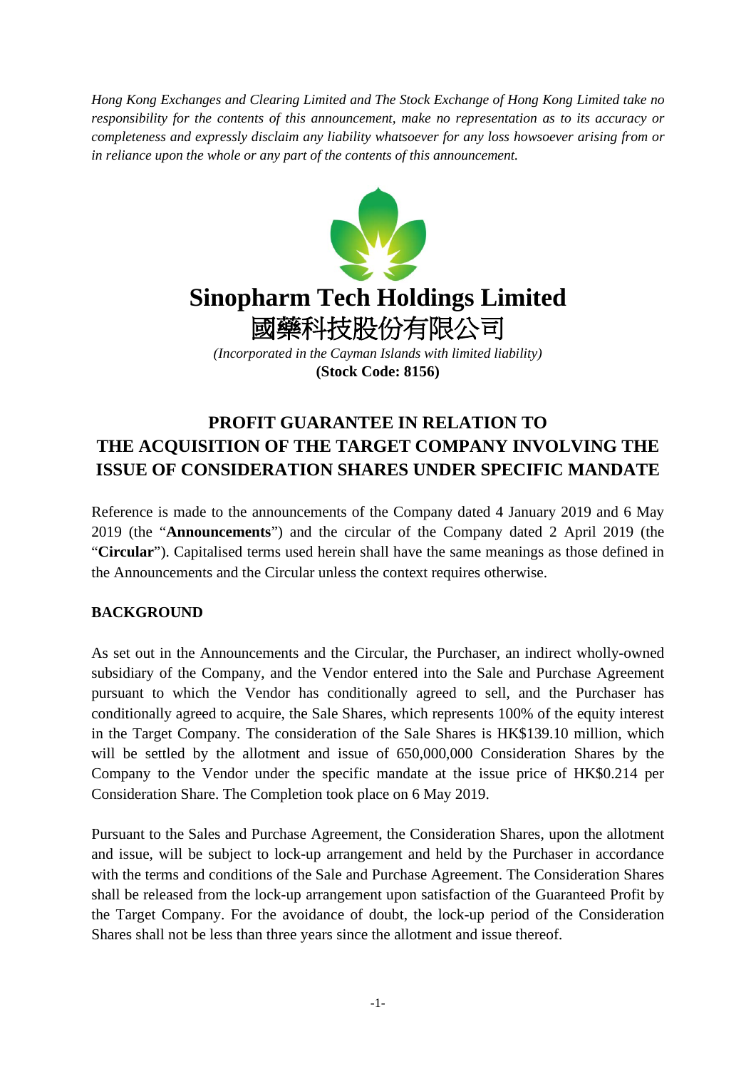*Hong Kong Exchanges and Clearing Limited and The Stock Exchange of Hong Kong Limited take no responsibility for the contents of this announcement, make no representation as to its accuracy or completeness and expressly disclaim any liability whatsoever for any loss howsoever arising from or in reliance upon the whole or any part of the contents of this announcement.*

# Sinopharm Tech Holdings Limited
# 國藥科技股份有限公司

*(Incorporated in the Cayman Islands with limited liability)*

**(Stock Code: 8156)**

## PROFIT GUARANTEE IN RELATION TO THE ACQUISITION OF THE TARGET COMPANY INVOLVING THE ISSUE OF CONSIDERATION SHARES UNDER SPECIFIC MANDATE

Reference is made to the announcements of the Company dated 4 January 2019 and 6 May 2019 (the "**Announcements**") and the circular of the Company dated 2 April 2019 (the "**Circular**"). Capitalised terms used herein shall have the same meanings as those defined in the Announcements and the Circular unless the context requires otherwise.

### BACKGROUND

As set out in the Announcements and the Circular, the Purchaser, an indirect wholly-owned subsidiary of the Company, and the Vendor entered into the Sale and Purchase Agreement pursuant to which the Vendor has conditionally agreed to sell, and the Purchaser has conditionally agreed to acquire, the Sale Shares, which represents 100% of the equity interest in the Target Company. The consideration of the Sale Shares is HK$139.10 million, which will be settled by the allotment and issue of 650,000,000 Consideration Shares by the Company to the Vendor under the specific mandate at the issue price of HK$0.214 per Consideration Share. The Completion took place on 6 May 2019.

Pursuant to the Sales and Purchase Agreement, the Consideration Shares, upon the allotment and issue, will be subject to lock-up arrangement and held by the Purchaser in accordance with the terms and conditions of the Sale and Purchase Agreement. The Consideration Shares shall be released from the lock-up arrangement upon satisfaction of the Guaranteed Profit by the Target Company. For the avoidance of doubt, the lock-up period of the Consideration Shares shall not be less than three years since the allotment and issue thereof.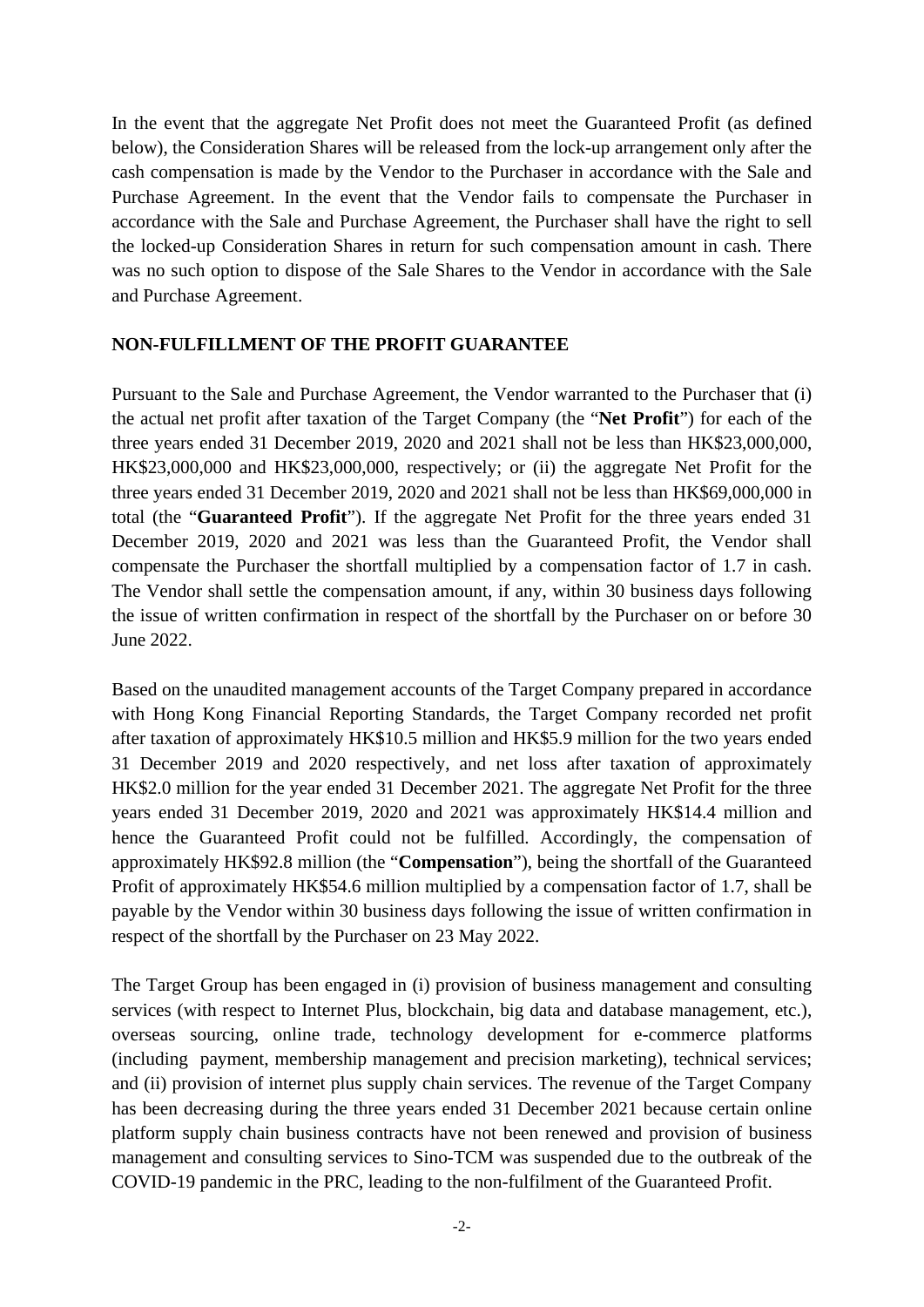In the event that the aggregate Net Profit does not meet the Guaranteed Profit (as defined below), the Consideration Shares will be released from the lock-up arrangement only after the cash compensation is made by the Vendor to the Purchaser in accordance with the Sale and Purchase Agreement. In the event that the Vendor fails to compensate the Purchaser in accordance with the Sale and Purchase Agreement, the Purchaser shall have the right to sell the locked-up Consideration Shares in return for such compensation amount in cash. There was no such option to dispose of the Sale Shares to the Vendor in accordance with the Sale and Purchase Agreement.

## NON-FULFILLMENT OF THE PROFIT GUARANTEE

Pursuant to the Sale and Purchase Agreement, the Vendor warranted to the Purchaser that (i) the actual net profit after taxation of the Target Company (the "**Net Profit**") for each of the three years ended 31 December 2019, 2020 and 2021 shall not be less than HK$23,000,000, HK$23,000,000 and HK$23,000,000, respectively; or (ii) the aggregate Net Profit for the three years ended 31 December 2019, 2020 and 2021 shall not be less than HK$69,000,000 in total (the "**Guaranteed Profit**"). If the aggregate Net Profit for the three years ended 31 December 2019, 2020 and 2021 was less than the Guaranteed Profit, the Vendor shall compensate the Purchaser the shortfall multiplied by a compensation factor of 1.7 in cash. The Vendor shall settle the compensation amount, if any, within 30 business days following the issue of written confirmation in respect of the shortfall by the Purchaser on or before 30 June 2022.

Based on the unaudited management accounts of the Target Company prepared in accordance with Hong Kong Financial Reporting Standards, the Target Company recorded net profit after taxation of approximately HK$10.5 million and HK$5.9 million for the two years ended 31 December 2019 and 2020 respectively, and net loss after taxation of approximately HK$2.0 million for the year ended 31 December 2021. The aggregate Net Profit for the three years ended 31 December 2019, 2020 and 2021 was approximately HK$14.4 million and hence the Guaranteed Profit could not be fulfilled. Accordingly, the compensation of approximately HK$92.8 million (the "**Compensation**"), being the shortfall of the Guaranteed Profit of approximately HK$54.6 million multiplied by a compensation factor of 1.7, shall be payable by the Vendor within 30 business days following the issue of written confirmation in respect of the shortfall by the Purchaser on 23 May 2022.

The Target Group has been engaged in (i) provision of business management and consulting services (with respect to Internet Plus, blockchain, big data and database management, etc.), overseas sourcing, online trade, technology development for e-commerce platforms (including payment, membership management and precision marketing), technical services; and (ii) provision of internet plus supply chain services. The revenue of the Target Company has been decreasing during the three years ended 31 December 2021 because certain online platform supply chain business contracts have not been renewed and provision of business management and consulting services to Sino-TCM was suspended due to the outbreak of the COVID-19 pandemic in the PRC, leading to the non-fulfilment of the Guaranteed Profit.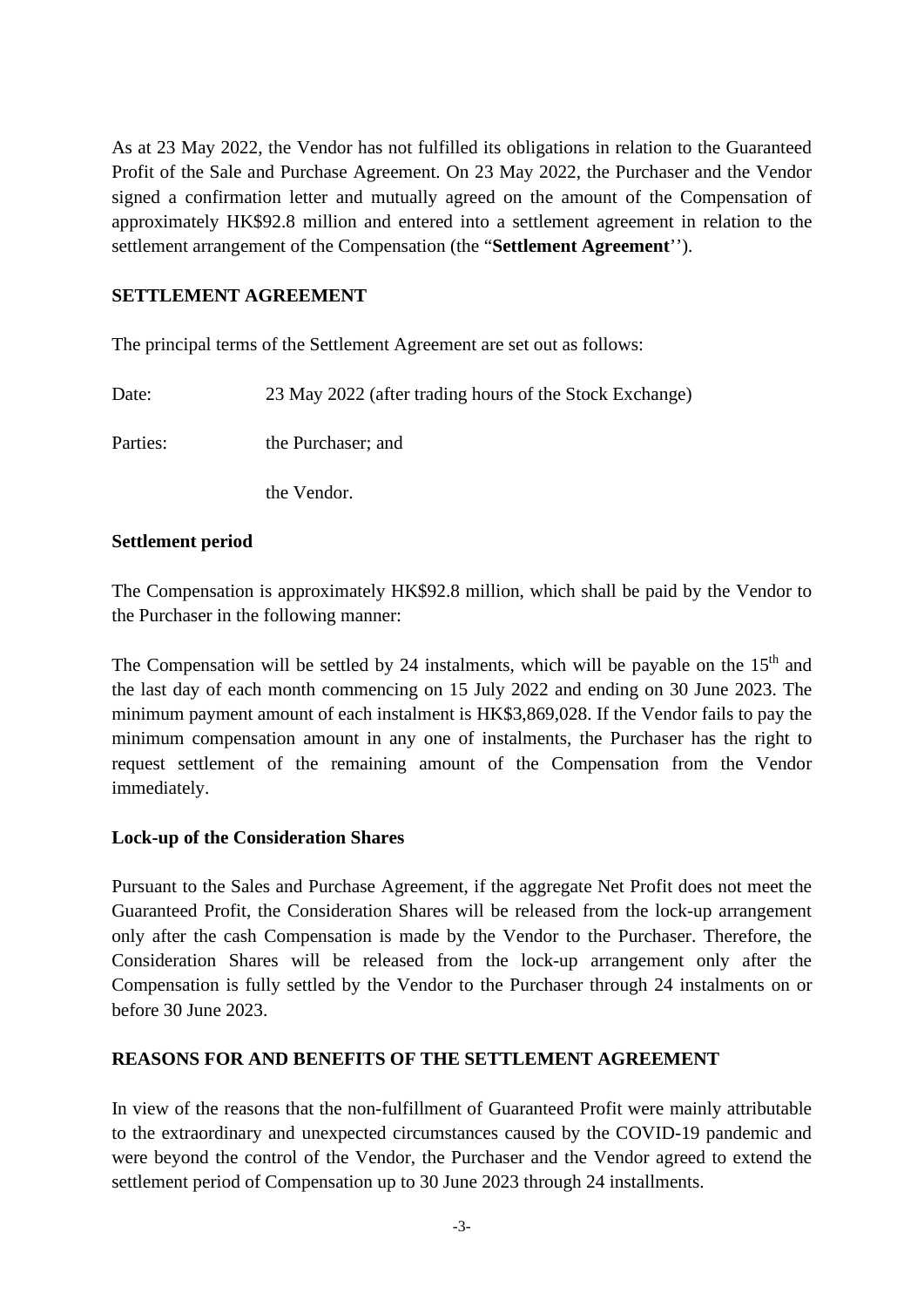As at 23 May 2022, the Vendor has not fulfilled its obligations in relation to the Guaranteed Profit of the Sale and Purchase Agreement. On 23 May 2022, the Purchaser and the Vendor signed a confirmation letter and mutually agreed on the amount of the Compensation of approximately HK$92.8 million and entered into a settlement agreement in relation to the settlement arrangement of the Compensation (the "**Settlement Agreement**'').

## SETTLEMENT AGREEMENT

The principal terms of the Settlement Agreement are set out as follows:

Date: 23 May 2022 (after trading hours of the Stock Exchange)

Parties: the Purchaser; and

the Vendor.

### Settlement period

The Compensation is approximately HK$92.8 million, which shall be paid by the Vendor to the Purchaser in the following manner:

The Compensation will be settled by 24 instalments, which will be payable on the 15th and the last day of each month commencing on 15 July 2022 and ending on 30 June 2023. The minimum payment amount of each instalment is HK$3,869,028. If the Vendor fails to pay the minimum compensation amount in any one of instalments, the Purchaser has the right to request settlement of the remaining amount of the Compensation from the Vendor immediately.

### Lock-up of the Consideration Shares

Pursuant to the Sales and Purchase Agreement, if the aggregate Net Profit does not meet the Guaranteed Profit, the Consideration Shares will be released from the lock-up arrangement only after the cash Compensation is made by the Vendor to the Purchaser. Therefore, the Consideration Shares will be released from the lock-up arrangement only after the Compensation is fully settled by the Vendor to the Purchaser through 24 instalments on or before 30 June 2023.

## REASONS FOR AND BENEFITS OF THE SETTLEMENT AGREEMENT

In view of the reasons that the non-fulfillment of Guaranteed Profit were mainly attributable to the extraordinary and unexpected circumstances caused by the COVID-19 pandemic and were beyond the control of the Vendor, the Purchaser and the Vendor agreed to extend the settlement period of Compensation up to 30 June 2023 through 24 installments.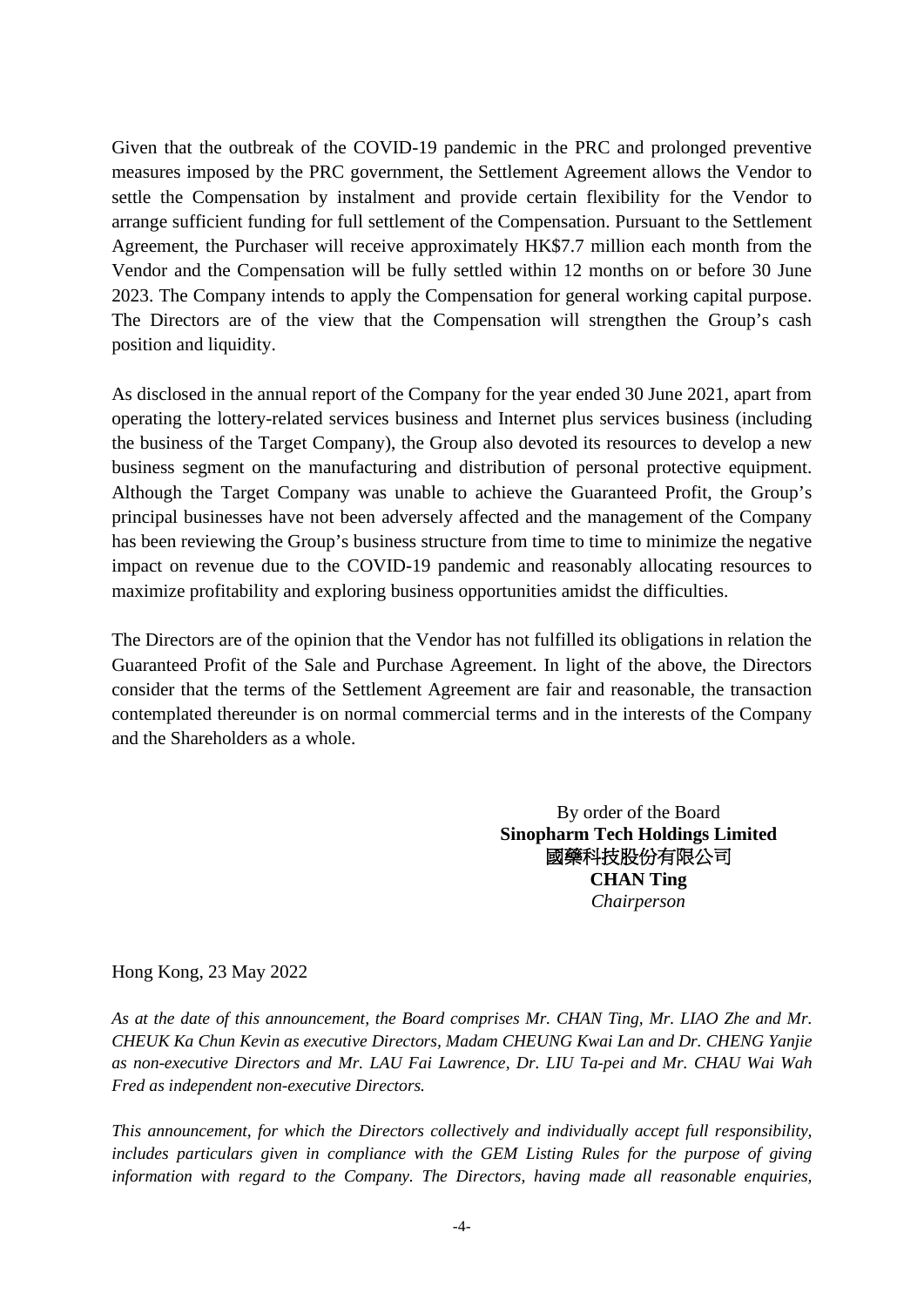Given that the outbreak of the COVID-19 pandemic in the PRC and prolonged preventive measures imposed by the PRC government, the Settlement Agreement allows the Vendor to settle the Compensation by instalment and provide certain flexibility for the Vendor to arrange sufficient funding for full settlement of the Compensation. Pursuant to the Settlement Agreement, the Purchaser will receive approximately HK$7.7 million each month from the Vendor and the Compensation will be fully settled within 12 months on or before 30 June 2023. The Company intends to apply the Compensation for general working capital purpose. The Directors are of the view that the Compensation will strengthen the Group's cash position and liquidity.

As disclosed in the annual report of the Company for the year ended 30 June 2021, apart from operating the lottery-related services business and Internet plus services business (including the business of the Target Company), the Group also devoted its resources to develop a new business segment on the manufacturing and distribution of personal protective equipment. Although the Target Company was unable to achieve the Guaranteed Profit, the Group's principal businesses have not been adversely affected and the management of the Company has been reviewing the Group's business structure from time to time to minimize the negative impact on revenue due to the COVID-19 pandemic and reasonably allocating resources to maximize profitability and exploring business opportunities amidst the difficulties.

The Directors are of the opinion that the Vendor has not fulfilled its obligations in relation the Guaranteed Profit of the Sale and Purchase Agreement. In light of the above, the Directors consider that the terms of the Settlement Agreement are fair and reasonable, the transaction contemplated thereunder is on normal commercial terms and in the interests of the Company and the Shareholders as a whole.

By order of the Board
**Sinopharm Tech Holdings Limited**
**國藥科技股份有限公司**
**CHAN Ting**
*Chairperson*

Hong Kong, 23 May 2022

*As at the date of this announcement, the Board comprises Mr. CHAN Ting, Mr. LIAO Zhe and Mr. CHEUK Ka Chun Kevin as executive Directors, Madam CHEUNG Kwai Lan and Dr. CHENG Yanjie as non-executive Directors and Mr. LAU Fai Lawrence, Dr. LIU Ta-pei and Mr. CHAU Wai Wah Fred as independent non-executive Directors.*

*This announcement, for which the Directors collectively and individually accept full responsibility, includes particulars given in compliance with the GEM Listing Rules for the purpose of giving information with regard to the Company. The Directors, having made all reasonable enquiries,*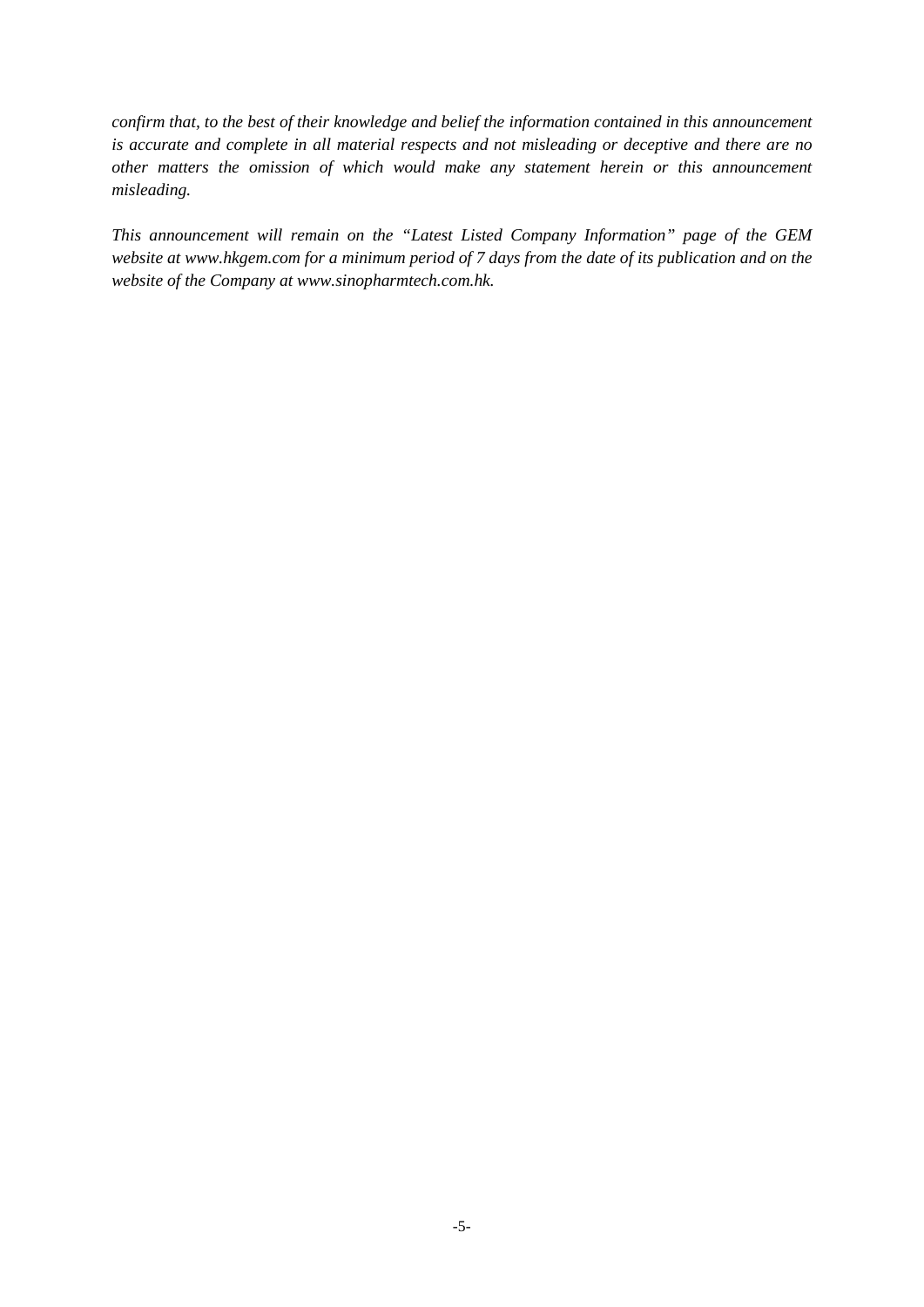*confirm that, to the best of their knowledge and belief the information contained in this announcement is accurate and complete in all material respects and not misleading or deceptive and there are no other matters the omission of which would make any statement herein or this announcement misleading.*

*This announcement will remain on the "Latest Listed Company Information" page of the GEM website at www.hkgem.com for a minimum period of 7 days from the date of its publication and on the website of the Company at www.sinopharmtech.com.hk.*